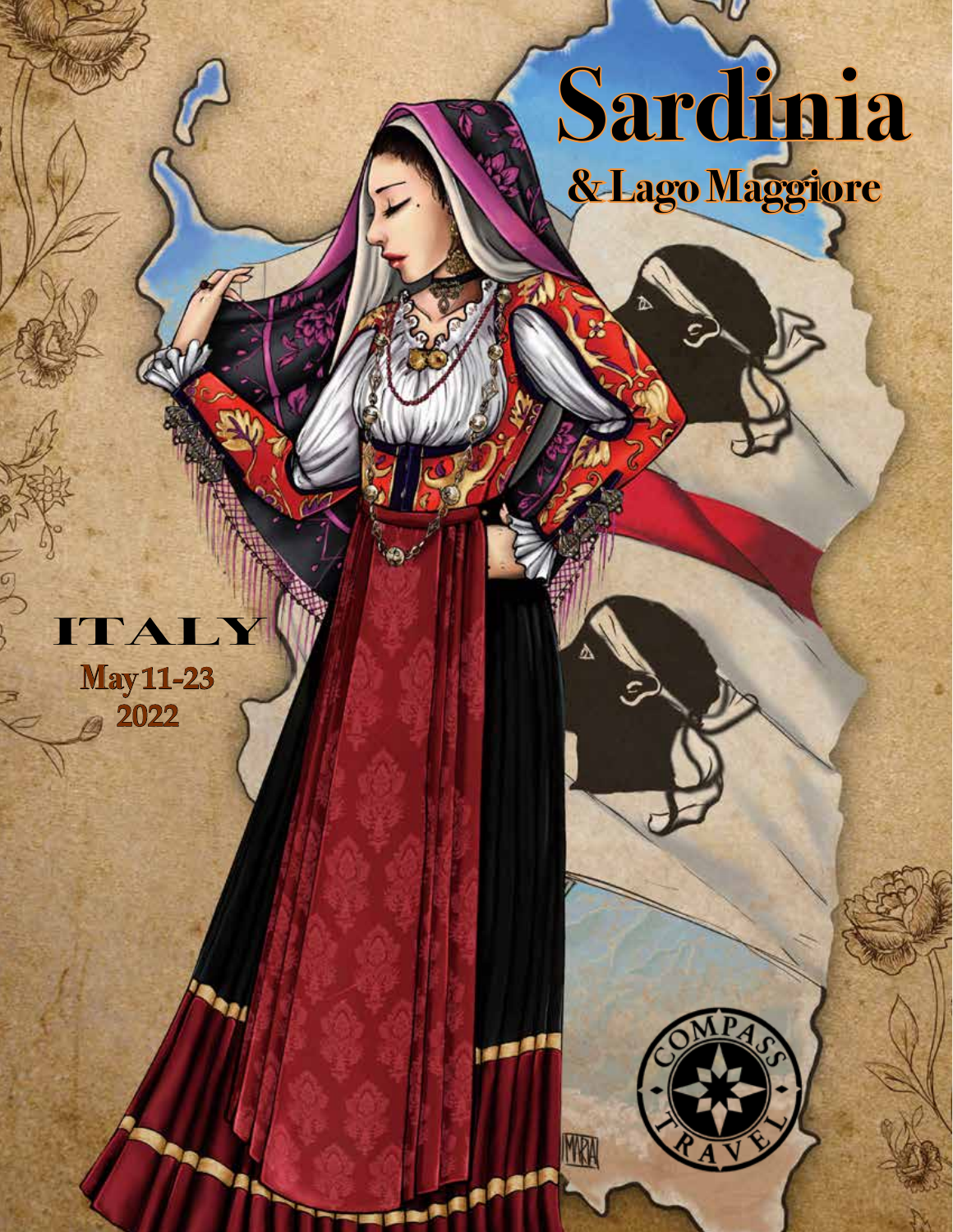# Sardinia

## & Lago Maggiore

**ITALY**

**May 11-23**
**2022**

COMPASS TRAVEL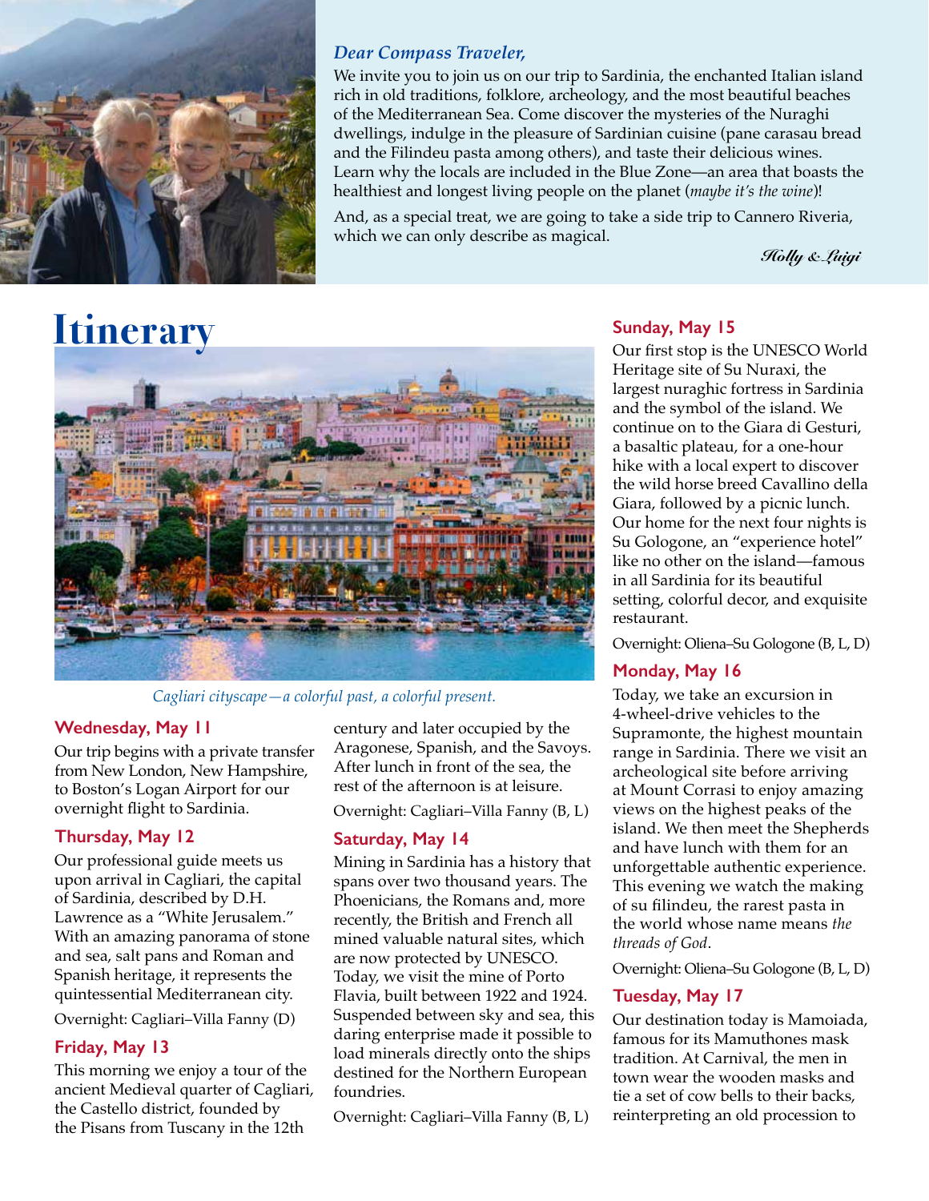***Dear Compass Traveler,***

We invite you to join us on our trip to Sardinia, the enchanted Italian island rich in old traditions, folklore, archeology, and the most beautiful beaches of the Mediterranean Sea. Come discover the mysteries of the Nuraghi dwellings, indulge in the pleasure of Sardinian cuisine (pane carasau bread and the Filindeu pasta among others), and taste their delicious wines. Learn why the locals are included in the Blue Zone—an area that boasts the healthiest and longest living people on the planet (*maybe it's the wine*)!

And, as a special treat, we are going to take a side trip to Cannero Riveria, which we can only describe as magical.

*Holly & Luigi*

# Itinerary

*Cagliari cityscape—a colorful past, a colorful present.*

### Wednesday, May 11

Our trip begins with a private transfer from New London, New Hampshire, to Boston's Logan Airport for our overnight flight to Sardinia.

### Thursday, May 12

Our professional guide meets us upon arrival in Cagliari, the capital of Sardinia, described by D.H. Lawrence as a "White Jerusalem." With an amazing panorama of stone and sea, salt pans and Roman and Spanish heritage, it represents the quintessential Mediterranean city.

Overnight: Cagliari–Villa Fanny (D)

### Friday, May 13

This morning we enjoy a tour of the ancient Medieval quarter of Cagliari, the Castello district, founded by the Pisans from Tuscany in the 12th century and later occupied by the Aragonese, Spanish, and the Savoys. After lunch in front of the sea, the rest of the afternoon is at leisure.

Overnight: Cagliari–Villa Fanny (B, L)

### Saturday, May 14

Mining in Sardinia has a history that spans over two thousand years. The Phoenicians, the Romans and, more recently, the British and French all mined valuable natural sites, which are now protected by UNESCO. Today, we visit the mine of Porto Flavia, built between 1922 and 1924. Suspended between sky and sea, this daring enterprise made it possible to load minerals directly onto the ships destined for the Northern European foundries.

Overnight: Cagliari–Villa Fanny (B, L)

### Sunday, May 15

Our first stop is the UNESCO World Heritage site of Su Nuraxi, the largest nuraghic fortress in Sardinia and the symbol of the island. We continue on to the Giara di Gesturi, a basaltic plateau, for a one-hour hike with a local expert to discover the wild horse breed Cavallino della Giara, followed by a picnic lunch. Our home for the next four nights is Su Gologone, an "experience hotel" like no other on the island—famous in all Sardinia for its beautiful setting, colorful decor, and exquisite restaurant.

Overnight: Oliena–Su Gologone (B, L, D)

### Monday, May 16

Today, we take an excursion in 4-wheel-drive vehicles to the Supramonte, the highest mountain range in Sardinia. There we visit an archeological site before arriving at Mount Corrasi to enjoy amazing views on the highest peaks of the island. We then meet the Shepherds and have lunch with them for an unforgettable authentic experience. This evening we watch the making of su filindeu, the rarest pasta in the world whose name means *the threads of God*.

Overnight: Oliena–Su Gologone (B, L, D)

### Tuesday, May 17

Our destination today is Mamoiada, famous for its Mamuthones mask tradition. At Carnival, the men in town wear the wooden masks and tie a set of cow bells to their backs, reinterpreting an old procession to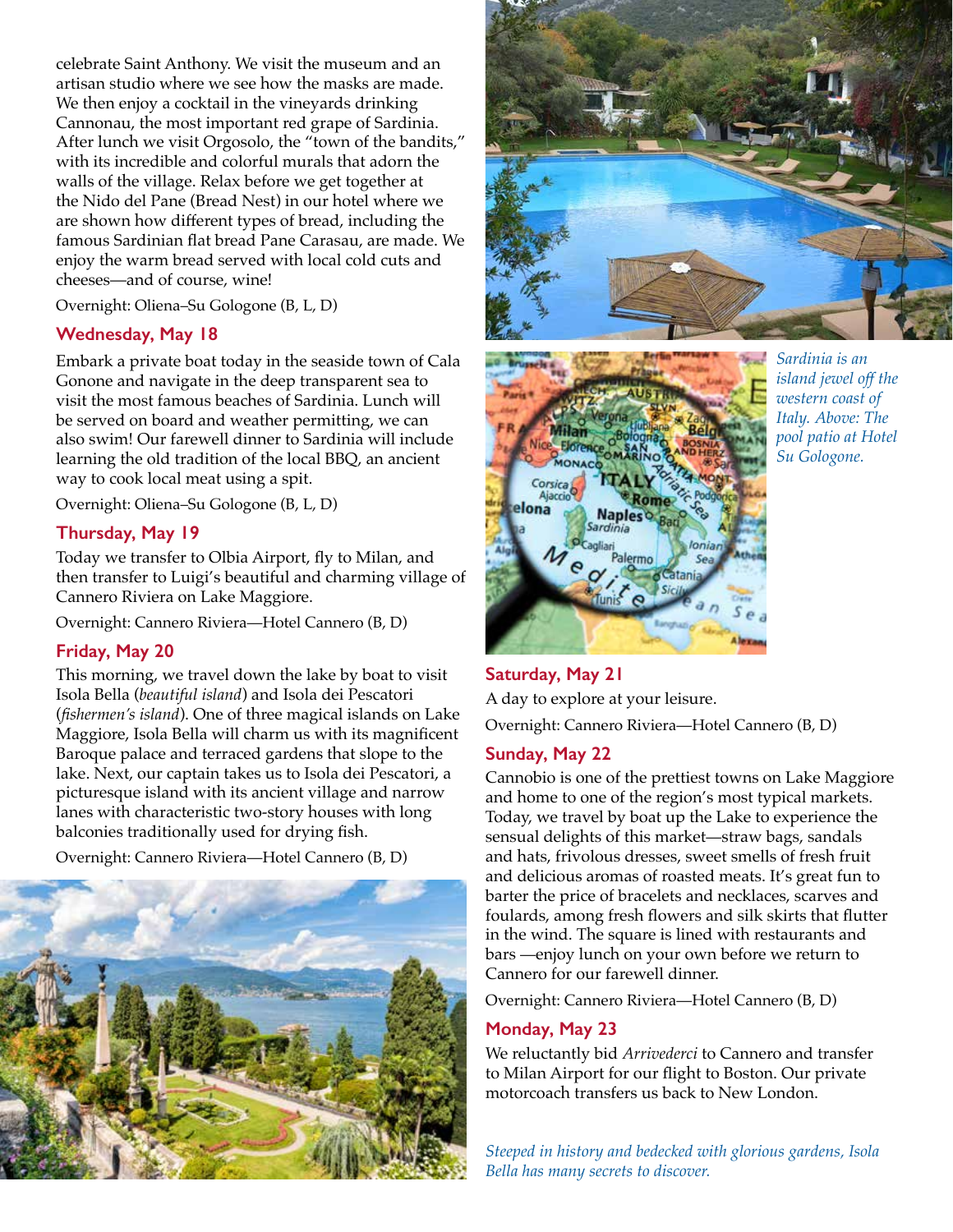celebrate Saint Anthony. We visit the museum and an artisan studio where we see how the masks are made. We then enjoy a cocktail in the vineyards drinking Cannonau, the most important red grape of Sardinia. After lunch we visit Orgosolo, the "town of the bandits," with its incredible and colorful murals that adorn the walls of the village. Relax before we get together at the Nido del Pane (Bread Nest) in our hotel where we are shown how different types of bread, including the famous Sardinian flat bread Pane Carasau, are made. We enjoy the warm bread served with local cold cuts and cheeses—and of course, wine!

Overnight: Oliena–Su Gologone (B, L, D)

## Wednesday, May 18

Embark a private boat today in the seaside town of Cala Gonone and navigate in the deep transparent sea to visit the most famous beaches of Sardinia. Lunch will be served on board and weather permitting, we can also swim! Our farewell dinner to Sardinia will include learning the old tradition of the local BBQ, an ancient way to cook local meat using a spit.

Overnight: Oliena–Su Gologone (B, L, D)

## Thursday, May 19

Today we transfer to Olbia Airport, fly to Milan, and then transfer to Luigi's beautiful and charming village of Cannero Riviera on Lake Maggiore.

Overnight: Cannero Riviera—Hotel Cannero (B, D)

## Friday, May 20

This morning, we travel down the lake by boat to visit Isola Bella (*beautiful island*) and Isola dei Pescatori (*fishermen's island*). One of three magical islands on Lake Maggiore, Isola Bella will charm us with its magnificent Baroque palace and terraced gardens that slope to the lake. Next, our captain takes us to Isola dei Pescatori, a picturesque island with its ancient village and narrow lanes with characteristic two-story houses with long balconies traditionally used for drying fish.

Overnight: Cannero Riviera—Hotel Cannero (B, D)

*Sardinia is an island jewel off the western coast of Italy. Above: The pool patio at Hotel Su Gologone.*

## Saturday, May 21

A day to explore at your leisure.

Overnight: Cannero Riviera—Hotel Cannero (B, D)

## Sunday, May 22

Cannobio is one of the prettiest towns on Lake Maggiore and home to one of the region's most typical markets. Today, we travel by boat up the Lake to experience the sensual delights of this market—straw bags, sandals and hats, frivolous dresses, sweet smells of fresh fruit and delicious aromas of roasted meats. It's great fun to barter the price of bracelets and necklaces, scarves and foulards, among fresh flowers and silk skirts that flutter in the wind. The square is lined with restaurants and bars —enjoy lunch on your own before we return to Cannero for our farewell dinner.

Overnight: Cannero Riviera—Hotel Cannero (B, D)

## Monday, May 23

We reluctantly bid *Arrivederci* to Cannero and transfer to Milan Airport for our flight to Boston. Our private motorcoach transfers us back to New London.

*Steeped in history and bedecked with glorious gardens, Isola Bella has many secrets to discover.*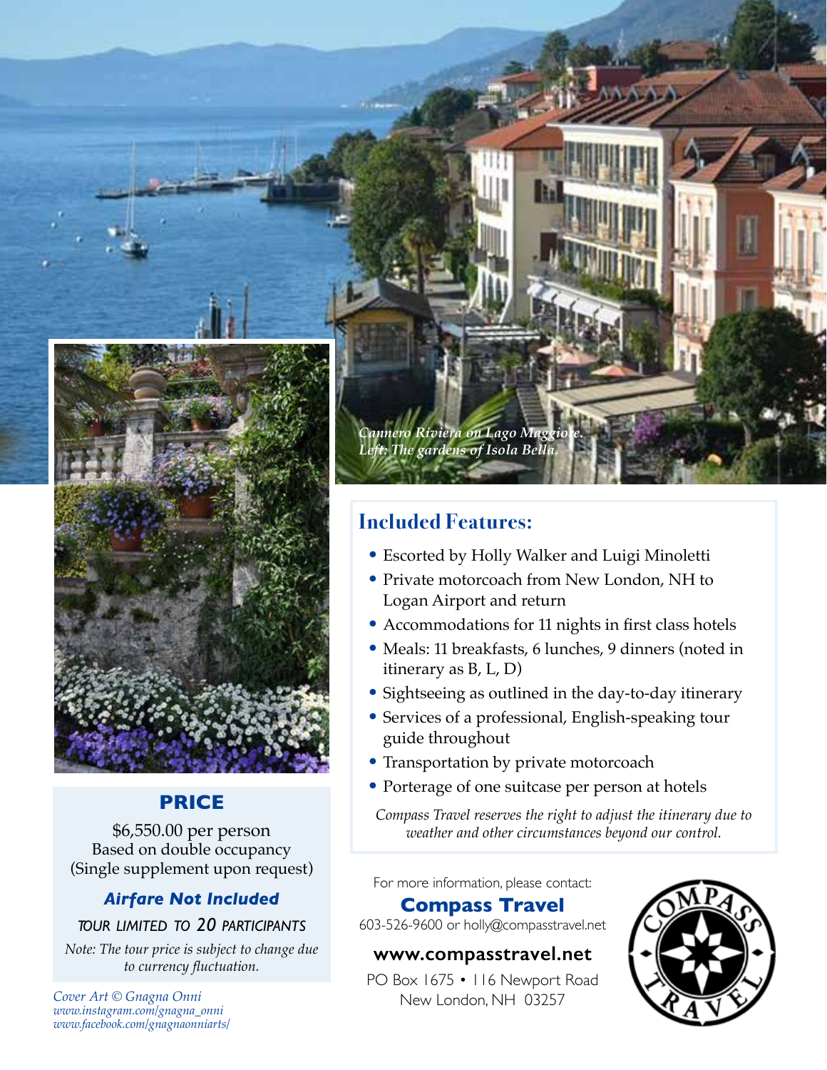*Cannero Riviera on Lago Maggiore.*
*Left: The gardens of Isola Bella.*

## Included Features:

- Escorted by Holly Walker and Luigi Minoletti
- Private motorcoach from New London, NH to Logan Airport and return
- Accommodations for 11 nights in first class hotels
- Meals: 11 breakfasts, 6 lunches, 9 dinners (noted in itinerary as B, L, D)
- Sightseeing as outlined in the day-to-day itinerary
- Services of a professional, English-speaking tour guide throughout
- Transportation by private motorcoach
- Porterage of one suitcase per person at hotels

*Compass Travel reserves the right to adjust the itinerary due to weather and other circumstances beyond our control.*

## PRICE

$6,550.00 per person
Based on double occupancy
(Single supplement upon request)

***Airfare Not Included***

*TOUR LIMITED TO 20 PARTICIPANTS*

*Note: The tour price is subject to change due to currency fluctuation.*

*Cover Art © Gnagna Onni*
*www.instagram.com/gnagna_onni*
*www.facebook.com/gnagnaonniarts/*

For more information, please contact:

**Compass Travel**
603-526-9600 or holly@compasstravel.net

**www.compasstravel.net**

PO Box 1675 • 116 Newport Road
New London, NH 03257